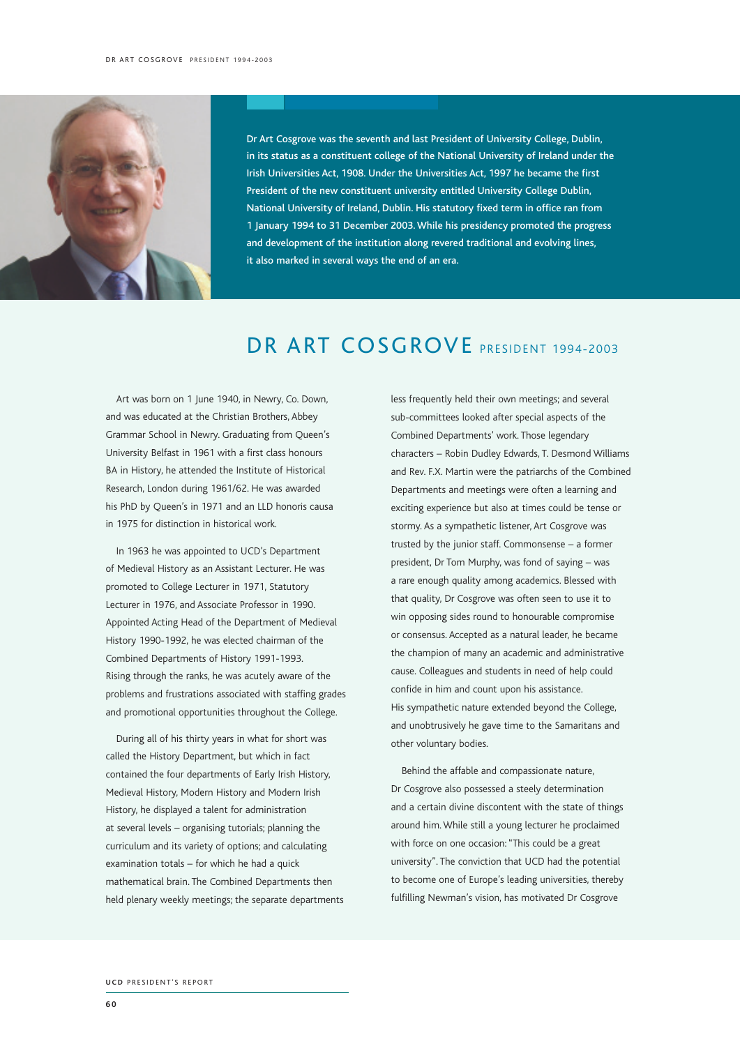Dr Art Cosgrove was the seventh and last President of University College, Dublin, in its status as a constituent college of the National University of Ireland under the Irish Universities Act, 1908. Under the Universities Act, 1997 he became the first President of the new constituent university entitled University College Dublin, National University of Ireland, Dublin. His statutory fixed term in office ran from 1 January 1994 to 31 December 2003. While his presidency promoted the progress and development of the institution along revered traditional and evolving lines, it also marked in several ways the end of an era.

# DR ART COSGROVE PRESIDENT 1994-2003

Art was born on 1 June 1940, in Newry, Co. Down, and was educated at the Christian Brothers, Abbey Grammar School in Newry. Graduating from Queen's University Belfast in 1961 with a first class honours BA in History, he attended the Institute of Historical Research, London during 1961/62. He was awarded his PhD by Queen's in 1971 and an LLD honoris causa in 1975 for distinction in historical work.

In 1963 he was appointed to UCD's Department of Medieval History as an Assistant Lecturer. He was promoted to College Lecturer in 1971, Statutory Lecturer in 1976, and Associate Professor in 1990. Appointed Acting Head of the Department of Medieval History 1990-1992, he was elected chairman of the Combined Departments of History 1991-1993. Rising through the ranks, he was acutely aware of the problems and frustrations associated with staffing grades and promotional opportunities throughout the College.

During all of his thirty years in what for short was called the History Department, but which in fact contained the four departments of Early Irish History, Medieval History, Modern History and Modern Irish History, he displayed a talent for administration at several levels – organising tutorials; planning the curriculum and its variety of options; and calculating examination totals – for which he had a quick mathematical brain. The Combined Departments then held plenary weekly meetings; the separate departments less frequently held their own meetings; and several sub-committees looked after special aspects of the Combined Departments' work. Those legendary characters – Robin Dudley Edwards, T. Desmond Williams and Rev. F.X. Martin were the patriarchs of the Combined Departments and meetings were often a learning and exciting experience but also at times could be tense or stormy. As a sympathetic listener, Art Cosgrove was trusted by the junior staff. Commonsense – a former president, Dr Tom Murphy, was fond of saying – was a rare enough quality among academics. Blessed with that quality, Dr Cosgrove was often seen to use it to win opposing sides round to honourable compromise or consensus. Accepted as a natural leader, he became the champion of many an academic and administrative cause. Colleagues and students in need of help could confide in him and count upon his assistance. His sympathetic nature extended beyond the College, and unobtrusively he gave time to the Samaritans and other voluntary bodies.

Behind the affable and compassionate nature, Dr Cosgrove also possessed a steely determination and a certain divine discontent with the state of things around him. While still a young lecturer he proclaimed with force on one occasion: "This could be a great university". The conviction that UCD had the potential to become one of Europe's leading universities, thereby fulfilling Newman's vision, has motivated Dr Cosgrove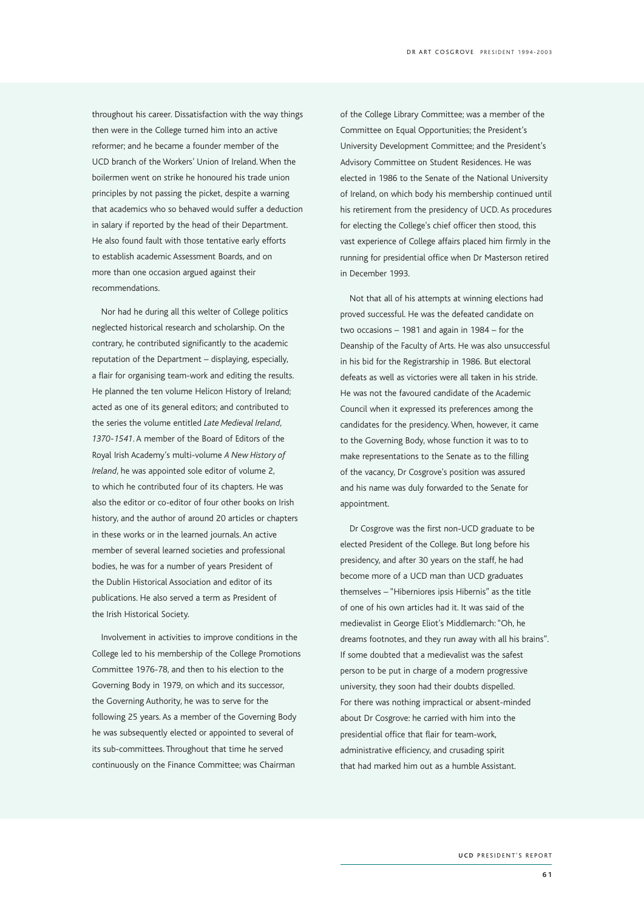throughout his career. Dissatisfaction with the way things then were in the College turned him into an active reformer; and he became a founder member of the UCD branch of the Workers' Union of Ireland. When the boilermen went on strike he honoured his trade union principles by not passing the picket, despite a warning that academics who so behaved would suffer a deduction in salary if reported by the head of their Department. He also found fault with those tentative early efforts to establish academic Assessment Boards, and on more than one occasion argued against their recommendations.

Nor had he during all this welter of College politics neglected historical research and scholarship. On the contrary, he contributed significantly to the academic reputation of the Department – displaying, especially, a flair for organising team-work and editing the results. He planned the ten volume Helicon History of Ireland; acted as one of its general editors; and contributed to the series the volume entitled *Late Medieval Ireland, 1370-1541*. A member of the Board of Editors of the Royal Irish Academy's multi-volume *A New History of Ireland*, he was appointed sole editor of volume 2, to which he contributed four of its chapters. He was also the editor or co-editor of four other books on Irish history, and the author of around 20 articles or chapters in these works or in the learned journals. An active member of several learned societies and professional bodies, he was for a number of years President of the Dublin Historical Association and editor of its publications. He also served a term as President of the Irish Historical Society.

Involvement in activities to improve conditions in the College led to his membership of the College Promotions Committee 1976-78, and then to his election to the Governing Body in 1979, on which and its successor, the Governing Authority, he was to serve for the following 25 years. As a member of the Governing Body he was subsequently elected or appointed to several of its sub-committees. Throughout that time he served continuously on the Finance Committee; was Chairman of the College Library Committee; was a member of the Committee on Equal Opportunities; the President's University Development Committee; and the President's Advisory Committee on Student Residences. He was elected in 1986 to the Senate of the National University of Ireland, on which body his membership continued until his retirement from the presidency of UCD. As procedures for electing the College's chief officer then stood, this vast experience of College affairs placed him firmly in the running for presidential office when Dr Masterson retired in December 1993.

Not that all of his attempts at winning elections had proved successful. He was the defeated candidate on two occasions – 1981 and again in 1984 – for the Deanship of the Faculty of Arts. He was also unsuccessful in his bid for the Registrarship in 1986. But electoral defeats as well as victories were all taken in his stride. He was not the favoured candidate of the Academic Council when it expressed its preferences among the candidates for the presidency. When, however, it came to the Governing Body, whose function it was to to make representations to the Senate as to the filling of the vacancy, Dr Cosgrove's position was assured and his name was duly forwarded to the Senate for appointment.

Dr Cosgrove was the first non-UCD graduate to be elected President of the College. But long before his presidency, and after 30 years on the staff, he had become more of a UCD man than UCD graduates themselves – "Hiberniores ipsis Hibernis" as the title of one of his own articles had it. It was said of the medievalist in George Eliot's Middlemarch: "Oh, he dreams footnotes, and they run away with all his brains". If some doubted that a medievalist was the safest person to be put in charge of a modern progressive university, they soon had their doubts dispelled. For there was nothing impractical or absent-minded about Dr Cosgrove: he carried with him into the presidential office that flair for team-work, administrative efficiency, and crusading spirit that had marked him out as a humble Assistant.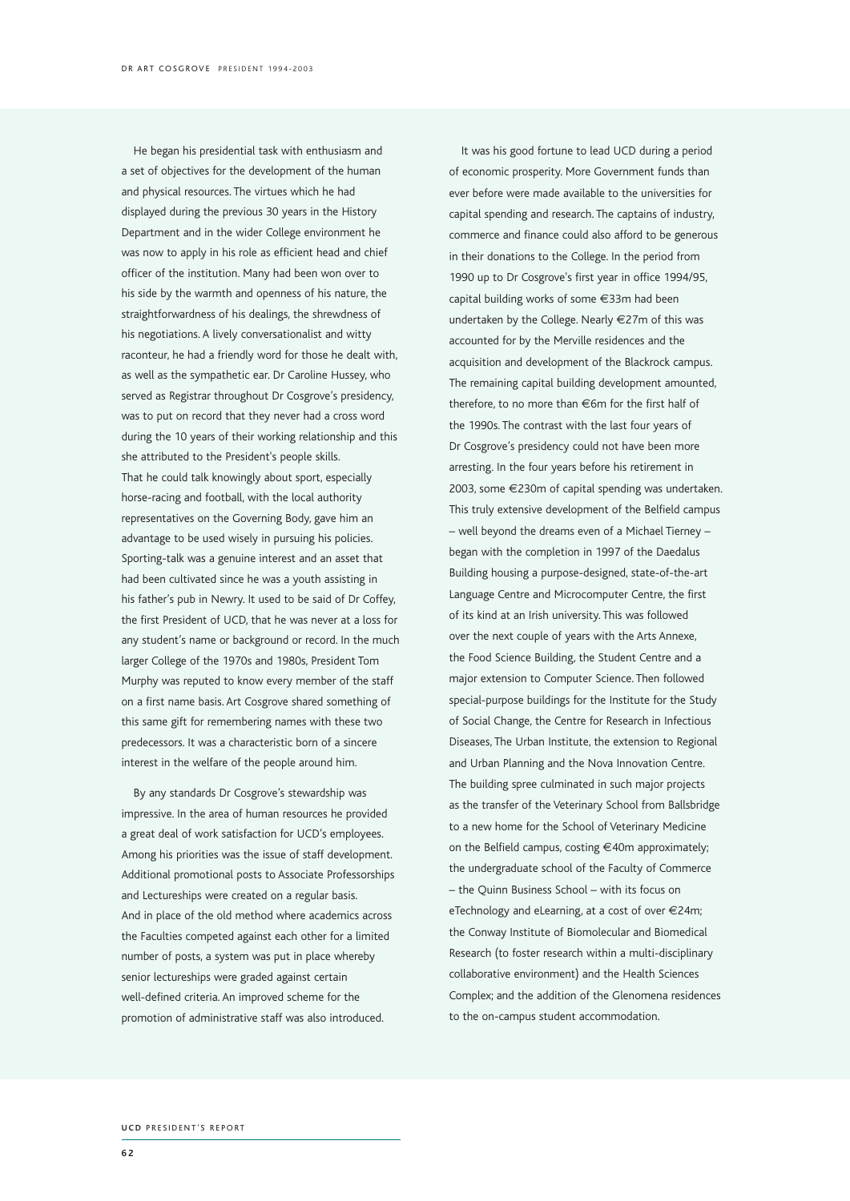He began his presidential task with enthusiasm and a set of objectives for the development of the human and physical resources. The virtues which he had displayed during the previous 30 years in the History Department and in the wider College environment he was now to apply in his role as efficient head and chief officer of the institution. Many had been won over to his side by the warmth and openness of his nature, the straightforwardness of his dealings, the shrewdness of his negotiations. A lively conversationalist and witty raconteur, he had a friendly word for those he dealt with, as well as the sympathetic ear. Dr Caroline Hussey, who served as Registrar throughout Dr Cosgrove's presidency, was to put on record that they never had a cross word during the 10 years of their working relationship and this she attributed to the President's people skills. That he could talk knowingly about sport, especially horse-racing and football, with the local authority representatives on the Governing Body, gave him an advantage to be used wisely in pursuing his policies. Sporting-talk was a genuine interest and an asset that had been cultivated since he was a youth assisting in his father's pub in Newry. It used to be said of Dr Coffey, the first President of UCD, that he was never at a loss for any student's name or background or record. In the much larger College of the 1970s and 1980s, President Tom Murphy was reputed to know every member of the staff on a first name basis. Art Cosgrove shared something of this same gift for remembering names with these two predecessors. It was a characteristic born of a sincere interest in the welfare of the people around him.

By any standards Dr Cosgrove's stewardship was impressive. In the area of human resources he provided a great deal of work satisfaction for UCD's employees. Among his priorities was the issue of staff development. Additional promotional posts to Associate Professorships and Lectureships were created on a regular basis. And in place of the old method where academics across the Faculties competed against each other for a limited number of posts, a system was put in place whereby senior lectureships were graded against certain well-defined criteria. An improved scheme for the promotion of administrative staff was also introduced.

It was his good fortune to lead UCD during a period of economic prosperity. More Government funds than ever before were made available to the universities for capital spending and research. The captains of industry, commerce and finance could also afford to be generous in their donations to the College. In the period from 1990 up to Dr Cosgrove's first year in office 1994/95, capital building works of some €33m had been undertaken by the College. Nearly €27m of this was accounted for by the Merville residences and the acquisition and development of the Blackrock campus. The remaining capital building development amounted, therefore, to no more than €6m for the first half of the 1990s. The contrast with the last four years of Dr Cosgrove's presidency could not have been more arresting. In the four years before his retirement in 2003, some €230m of capital spending was undertaken. This truly extensive development of the Belfield campus – well beyond the dreams even of a Michael Tierney – began with the completion in 1997 of the Daedalus Building housing a purpose-designed, state-of-the-art Language Centre and Microcomputer Centre, the first of its kind at an Irish university. This was followed over the next couple of years with the Arts Annexe, the Food Science Building, the Student Centre and a major extension to Computer Science. Then followed special-purpose buildings for the Institute for the Study of Social Change, the Centre for Research in Infectious Diseases, The Urban Institute, the extension to Regional and Urban Planning and the Nova Innovation Centre. The building spree culminated in such major projects as the transfer of the Veterinary School from Ballsbridge to a new home for the School of Veterinary Medicine on the Belfield campus, costing €40m approximately; the undergraduate school of the Faculty of Commerce – the Quinn Business School – with its focus on eTechnology and eLearning, at a cost of over €24m; the Conway Institute of Biomolecular and Biomedical Research (to foster research within a multi-disciplinary collaborative environment) and the Health Sciences Complex; and the addition of the Glenomena residences to the on-campus student accommodation.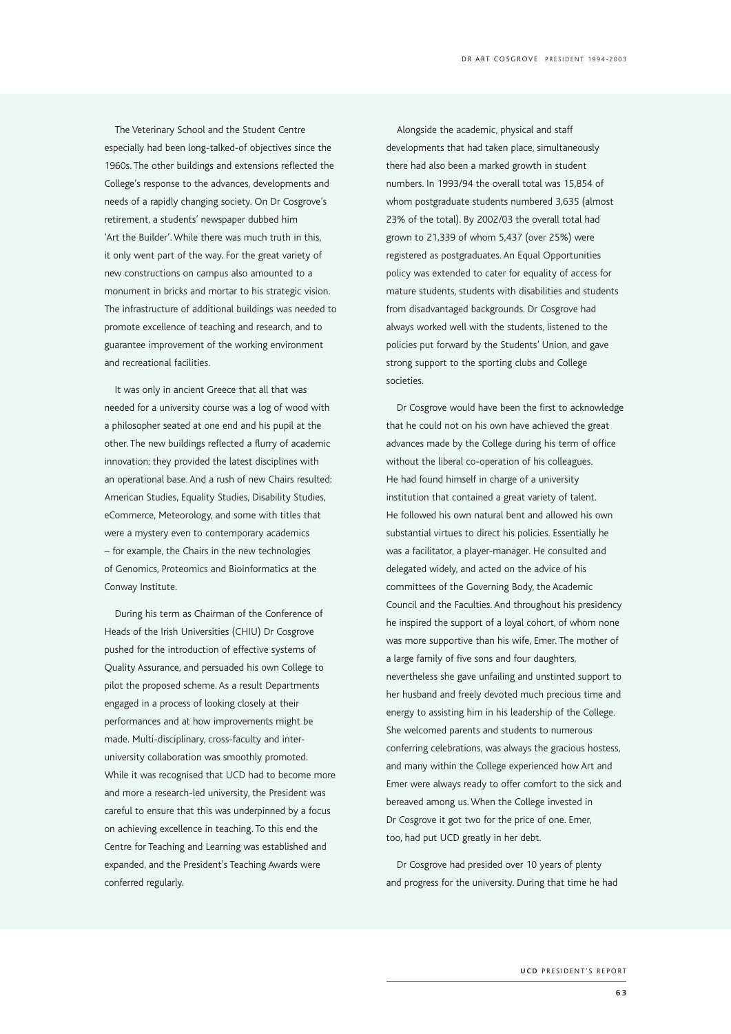The Veterinary School and the Student Centre especially had been long-talked-of objectives since the 1960s. The other buildings and extensions reflected the College's response to the advances, developments and needs of a rapidly changing society. On Dr Cosgrove's retirement, a students' newspaper dubbed him 'Art the Builder'. While there was much truth in this, it only went part of the way. For the great variety of new constructions on campus also amounted to a monument in bricks and mortar to his strategic vision. The infrastructure of additional buildings was needed to promote excellence of teaching and research, and to guarantee improvement of the working environment and recreational facilities.

It was only in ancient Greece that all that was needed for a university course was a log of wood with a philosopher seated at one end and his pupil at the other. The new buildings reflected a flurry of academic innovation: they provided the latest disciplines with an operational base. And a rush of new Chairs resulted: American Studies, Equality Studies, Disability Studies, eCommerce, Meteorology, and some with titles that were a mystery even to contemporary academics – for example, the Chairs in the new technologies of Genomics, Proteomics and Bioinformatics at the Conway Institute.

During his term as Chairman of the Conference of Heads of the Irish Universities (CHIU) Dr Cosgrove pushed for the introduction of effective systems of Quality Assurance, and persuaded his own College to pilot the proposed scheme. As a result Departments engaged in a process of looking closely at their performances and at how improvements might be made. Multi-disciplinary, cross-faculty and inter-university collaboration was smoothly promoted. While it was recognised that UCD had to become more and more a research-led university, the President was careful to ensure that this was underpinned by a focus on achieving excellence in teaching. To this end the Centre for Teaching and Learning was established and expanded, and the President's Teaching Awards were conferred regularly.

Alongside the academic, physical and staff developments that had taken place, simultaneously there had also been a marked growth in student numbers. In 1993/94 the overall total was 15,854 of whom postgraduate students numbered 3,635 (almost 23% of the total). By 2002/03 the overall total had grown to 21,339 of whom 5,437 (over 25%) were registered as postgraduates. An Equal Opportunities policy was extended to cater for equality of access for mature students, students with disabilities and students from disadvantaged backgrounds. Dr Cosgrove had always worked well with the students, listened to the policies put forward by the Students' Union, and gave strong support to the sporting clubs and College societies.

Dr Cosgrove would have been the first to acknowledge that he could not on his own have achieved the great advances made by the College during his term of office without the liberal co-operation of his colleagues. He had found himself in charge of a university institution that contained a great variety of talent. He followed his own natural bent and allowed his own substantial virtues to direct his policies. Essentially he was a facilitator, a player-manager. He consulted and delegated widely, and acted on the advice of his committees of the Governing Body, the Academic Council and the Faculties. And throughout his presidency he inspired the support of a loyal cohort, of whom none was more supportive than his wife, Emer. The mother of a large family of five sons and four daughters, nevertheless she gave unfailing and unstinted support to her husband and freely devoted much precious time and energy to assisting him in his leadership of the College. She welcomed parents and students to numerous conferring celebrations, was always the gracious hostess, and many within the College experienced how Art and Emer were always ready to offer comfort to the sick and bereaved among us. When the College invested in Dr Cosgrove it got two for the price of one. Emer, too, had put UCD greatly in her debt.

Dr Cosgrove had presided over 10 years of plenty and progress for the university. During that time he had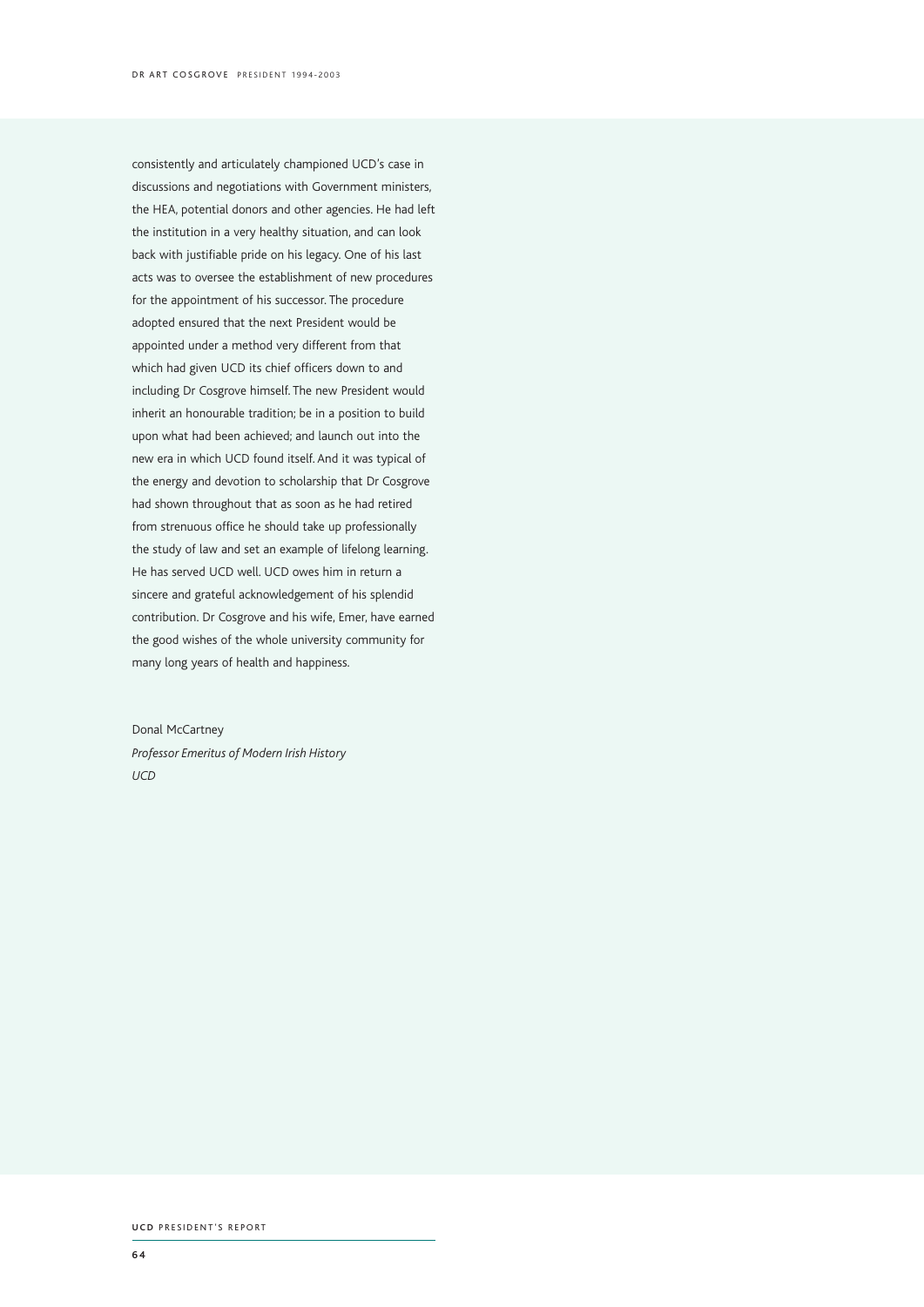consistently and articulately championed UCD's case in discussions and negotiations with Government ministers, the HEA, potential donors and other agencies. He had left the institution in a very healthy situation, and can look back with justifiable pride on his legacy. One of his last acts was to oversee the establishment of new procedures for the appointment of his successor. The procedure adopted ensured that the next President would be appointed under a method very different from that which had given UCD its chief officers down to and including Dr Cosgrove himself. The new President would inherit an honourable tradition; be in a position to build upon what had been achieved; and launch out into the new era in which UCD found itself. And it was typical of the energy and devotion to scholarship that Dr Cosgrove had shown throughout that as soon as he had retired from strenuous office he should take up professionally the study of law and set an example of lifelong learning. He has served UCD well. UCD owes him in return a sincere and grateful acknowledgement of his splendid contribution. Dr Cosgrove and his wife, Emer, have earned the good wishes of the whole university community for many long years of health and happiness.

Donal McCartney
*Professor Emeritus of Modern Irish History*
*UCD*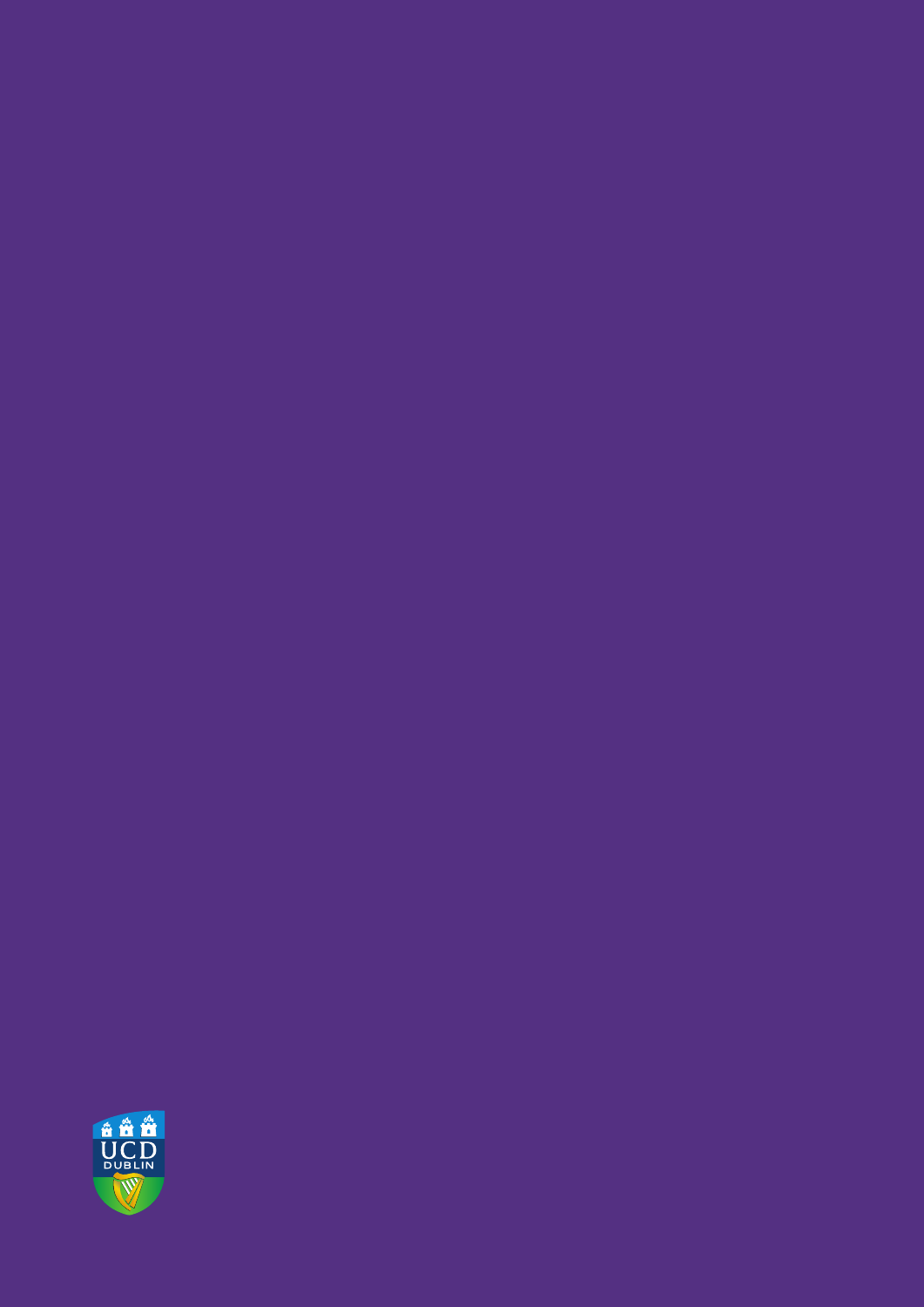UCD
DUBLIN